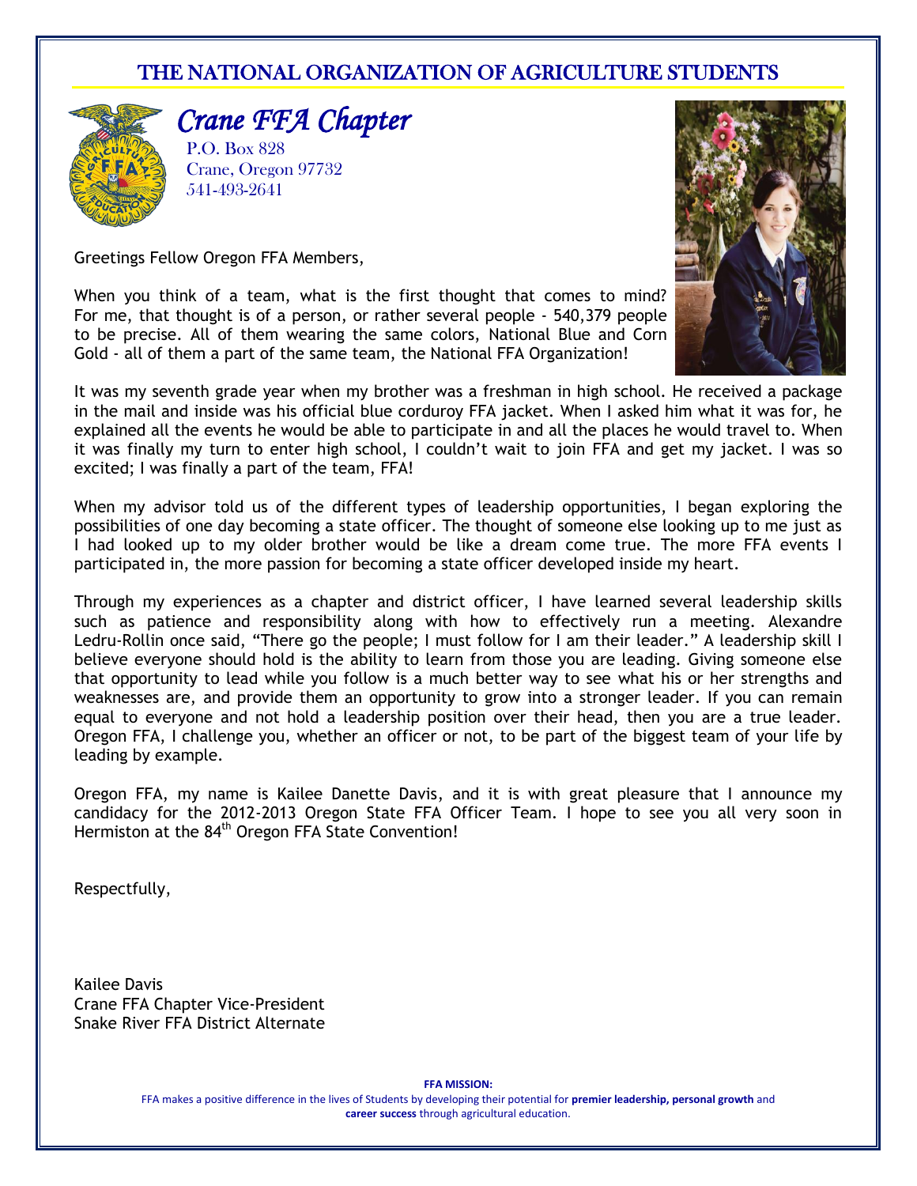# THE NATIONAL ORGANIZATION OF AGRICULTURE STUDENTS

## *Crane FFA Chapter*

P.O. Box 828
Crane, Oregon 97732
541-493-2641

Greetings Fellow Oregon FFA Members,

When you think of a team, what is the first thought that comes to mind? For me, that thought is of a person, or rather several people - 540,379 people to be precise. All of them wearing the same colors, National Blue and Corn Gold - all of them a part of the same team, the National FFA Organization!

It was my seventh grade year when my brother was a freshman in high school. He received a package in the mail and inside was his official blue corduroy FFA jacket. When I asked him what it was for, he explained all the events he would be able to participate in and all the places he would travel to. When it was finally my turn to enter high school, I couldn't wait to join FFA and get my jacket. I was so excited; I was finally a part of the team, FFA!

When my advisor told us of the different types of leadership opportunities, I began exploring the possibilities of one day becoming a state officer. The thought of someone else looking up to me just as I had looked up to my older brother would be like a dream come true. The more FFA events I participated in, the more passion for becoming a state officer developed inside my heart.

Through my experiences as a chapter and district officer, I have learned several leadership skills such as patience and responsibility along with how to effectively run a meeting. Alexandre Ledru-Rollin once said, "There go the people; I must follow for I am their leader." A leadership skill I believe everyone should hold is the ability to learn from those you are leading. Giving someone else that opportunity to lead while you follow is a much better way to see what his or her strengths and weaknesses are, and provide them an opportunity to grow into a stronger leader. If you can remain equal to everyone and not hold a leadership position over their head, then you are a true leader. Oregon FFA, I challenge you, whether an officer or not, to be part of the biggest team of your life by leading by example.

Oregon FFA, my name is Kailee Danette Davis, and it is with great pleasure that I announce my candidacy for the 2012-2013 Oregon State FFA Officer Team. I hope to see you all very soon in Hermiston at the 84th Oregon FFA State Convention!

Respectfully,

Kailee Davis
Crane FFA Chapter Vice-President
Snake River FFA District Alternate

**FFA MISSION:**

FFA makes a positive difference in the lives of Students by developing their potential for **premier leadership, personal growth** and **career success** through agricultural education.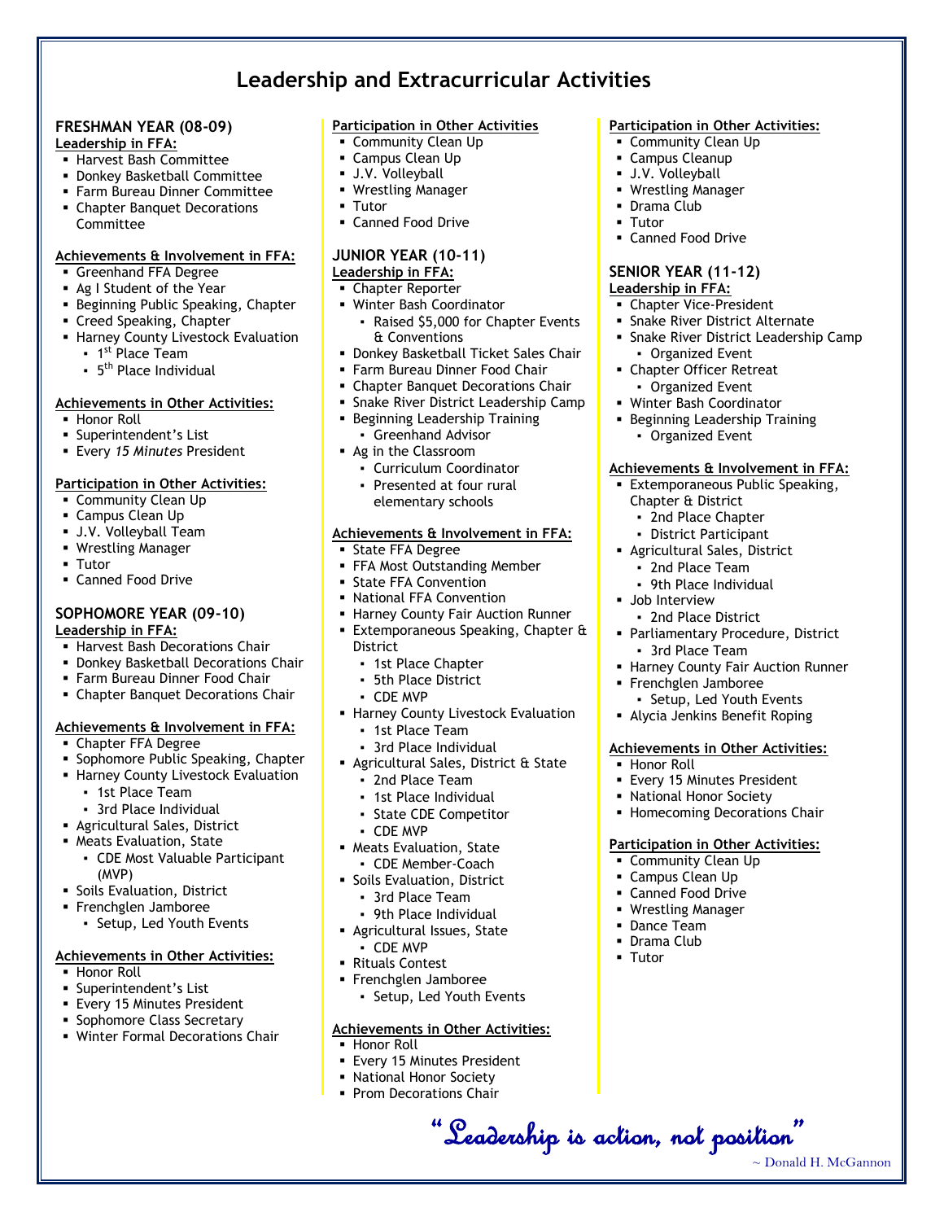# Leadership and Extracurricular Activities

## FRESHMAN YEAR (08-09)

**Leadership in FFA:**
- Harvest Bash Committee
- Donkey Basketball Committee
- Farm Bureau Dinner Committee
- Chapter Banquet Decorations Committee

**Achievements & Involvement in FFA:**
- Greenhand FFA Degree
- Ag I Student of the Year
- Beginning Public Speaking, Chapter
- Creed Speaking, Chapter
- Harney County Livestock Evaluation
  - 1st Place Team
  - 5th Place Individual

**Achievements in Other Activities:**
- Honor Roll
- Superintendent's List
- Every *15 Minutes* President

**Participation in Other Activities:**
- Community Clean Up
- Campus Clean Up
- J.V. Volleyball Team
- Wrestling Manager
- Tutor
- Canned Food Drive

## SOPHOMORE YEAR (09-10)

**Leadership in FFA:**
- Harvest Bash Decorations Chair
- Donkey Basketball Decorations Chair
- Farm Bureau Dinner Food Chair
- Chapter Banquet Decorations Chair

**Achievements & Involvement in FFA:**
- Chapter FFA Degree
- Sophomore Public Speaking, Chapter
- Harney County Livestock Evaluation
  - 1st Place Team
  - 3rd Place Individual
- Agricultural Sales, District
- Meats Evaluation, State
  - CDE Most Valuable Participant (MVP)
- Soils Evaluation, District
- Frenchglen Jamboree
  - Setup, Led Youth Events

**Achievements in Other Activities:**
- Honor Roll
- Superintendent's List
- Every 15 Minutes President
- Sophomore Class Secretary
- Winter Formal Decorations Chair

**Participation in Other Activities**
- Community Clean Up
- Campus Clean Up
- J.V. Volleyball
- Wrestling Manager
- Tutor
- Canned Food Drive

## JUNIOR YEAR (10-11)

**Leadership in FFA:**
- Chapter Reporter
- Winter Bash Coordinator
  - Raised $5,000 for Chapter Events & Conventions
- Donkey Basketball Ticket Sales Chair
- Farm Bureau Dinner Food Chair
- Chapter Banquet Decorations Chair
- Snake River District Leadership Camp
- Beginning Leadership Training
  - Greenhand Advisor
- Ag in the Classroom
  - Curriculum Coordinator
  - Presented at four rural elementary schools

**Achievements & Involvement in FFA:**
- State FFA Degree
- FFA Most Outstanding Member
- State FFA Convention
- National FFA Convention
- Harney County Fair Auction Runner
- Extemporaneous Speaking, Chapter & District
  - 1st Place Chapter
  - 5th Place District
  - CDE MVP
- Harney County Livestock Evaluation
  - 1st Place Team
  - 3rd Place Individual
- Agricultural Sales, District & State
  - 2nd Place Team
  - 1st Place Individual
  - State CDE Competitor
  - CDE MVP
- Meats Evaluation, State
  - CDE Member-Coach
- Soils Evaluation, District
  - 3rd Place Team
  - 9th Place Individual
- Agricultural Issues, State
  - CDE MVP
- Rituals Contest
- Frenchglen Jamboree
  - Setup, Led Youth Events

**Achievements in Other Activities:**
- Honor Roll
- Every 15 Minutes President
- National Honor Society
- Prom Decorations Chair

**Participation in Other Activities:**
- Community Clean Up
- Campus Cleanup
- J.V. Volleyball
- Wrestling Manager
- Drama Club
- Tutor
- Canned Food Drive

## SENIOR YEAR (11-12)

**Leadership in FFA:**
- Chapter Vice-President
- Snake River District Alternate
- Snake River District Leadership Camp
  - Organized Event
- Chapter Officer Retreat
  - Organized Event
- Winter Bash Coordinator
- Beginning Leadership Training
  - Organized Event

**Achievements & Involvement in FFA:**
- Extemporaneous Public Speaking, Chapter & District
  - 2nd Place Chapter
  - District Participant
- Agricultural Sales, District
  - 2nd Place Team
  - 9th Place Individual
- Job Interview
  - 2nd Place District
- Parliamentary Procedure, District
  - 3rd Place Team
- Harney County Fair Auction Runner
- Frenchglen Jamboree
  - Setup, Led Youth Events
- Alycia Jenkins Benefit Roping

**Achievements in Other Activities:**
- Honor Roll
- Every 15 Minutes President
- National Honor Society
- Homecoming Decorations Chair

**Participation in Other Activities:**
- Community Clean Up
- Campus Clean Up
- Canned Food Drive
- Wrestling Manager
- Dance Team
- Drama Club
- Tutor

*"Leadership is action, not position"*

~ Donald H. McGannon